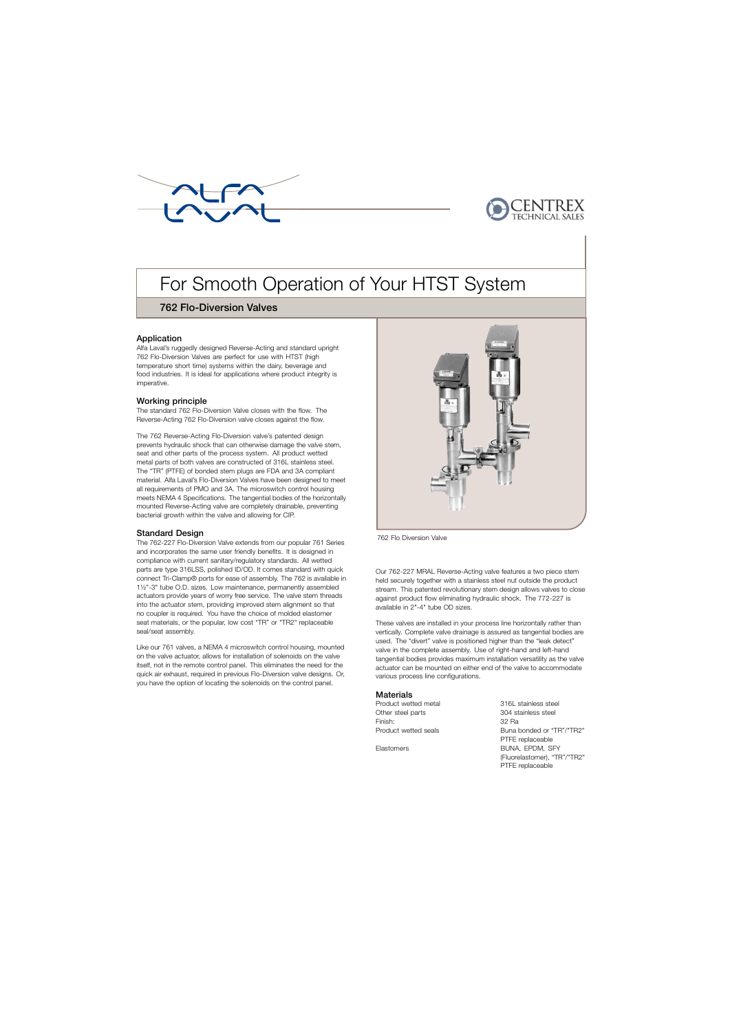# For Smooth Operation of Your HTST System

## 762 Flo-Diversion Valves

### Application

Alfa Laval's ruggedly designed Reverse-Acting and standard upright 762 Flo-Diversion Valves are perfect for use with HTST (high temperature short time) systems within the dairy, beverage and food industries. It is ideal for applications where product integrity is imperative.

### Working principle

The standard 762 Flo-Diversion Valve closes with the flow. The Reverse-Acting 762 Flo-Diversion valve closes against the flow.

The 762 Reverse-Acting Flo-Diversion valve's patented design prevents hydraulic shock that can otherwise damage the valve stem, seat and other parts of the process system. All product wetted metal parts of both valves are constructed of 316L stainless steel. The "TR" (PTFE) of bonded stem plugs are FDA and 3A compliant material. Alfa Laval's Flo-Diversion Valves have been designed to meet all requirements of PMO and 3A. The microswitch control housing meets NEMA 4 Specifications. The tangential bodies of the horizontally mounted Reverse-Acting valve are completely drainable, preventing bacterial growth within the valve and allowing for CIP.

### Standard Design

The 762-227 Flo-Diversion Valve extends from our popular 761 Series and incorporates the same user friendly benefits. It is designed in compliance with current sanitary/regulatory standards. All wetted parts are type 316LSS, polished ID/OD. It comes standard with quick connect Tri-Clamp® ports for ease of assembly. The 762 is available in 1½"-3" tube O.D. sizes. Low maintenance, permanently assembled actuators provide years of worry free service. The valve stem threads into the actuator stem, providing improved stem alignment so that no coupler is required. You have the choice of molded elastomer seat materials, or the popular, low cost "TR" or "TR2" replaceable seal/seat assembly.

Like our 761 valves, a NEMA 4 microswitch control housing, mounted on the valve actuator, allows for installation of solenoids on the valve itself, not in the remote control panel. This eliminates the need for the quick air exhaust, required in previous Flo-Diversion valve designs. Or, you have the option of locating the solenoids on the control panel.

762 Flo Diversion Valve

Our 762-227 MRAL Reverse-Acting valve features a two piece stem held securely together with a stainless steel nut outside the product stream. This patented revolutionary stem design allows valves to close against product flow eliminating hydraulic shock. The 772-227 is available in 2"-4" tube OD sizes.

These valves are installed in your process line horizontally rather than vertically. Complete valve drainage is assured as tangential bodies are used. The "divert" valve is positioned higher than the "leak detect" valve in the complete assembly. Use of right-hand and left-hand tangential bodies provides maximum installation versatility as the valve actuator can be mounted on either end of the valve to accommodate various process line configurations.

### Materials

| | |
|---|---|
| Product wetted metal | 316L stainless steel |
| Other steel parts | 304 stainless steel |
| Finish: | 32 Ra |
| Product wetted seals | Buna bonded or "TR"/"TR2" PTFE replaceable |
| Elastomers | BUNA, EPDM, SFY (Fluorelastomer), "TR"/"TR2" PTFE replaceable |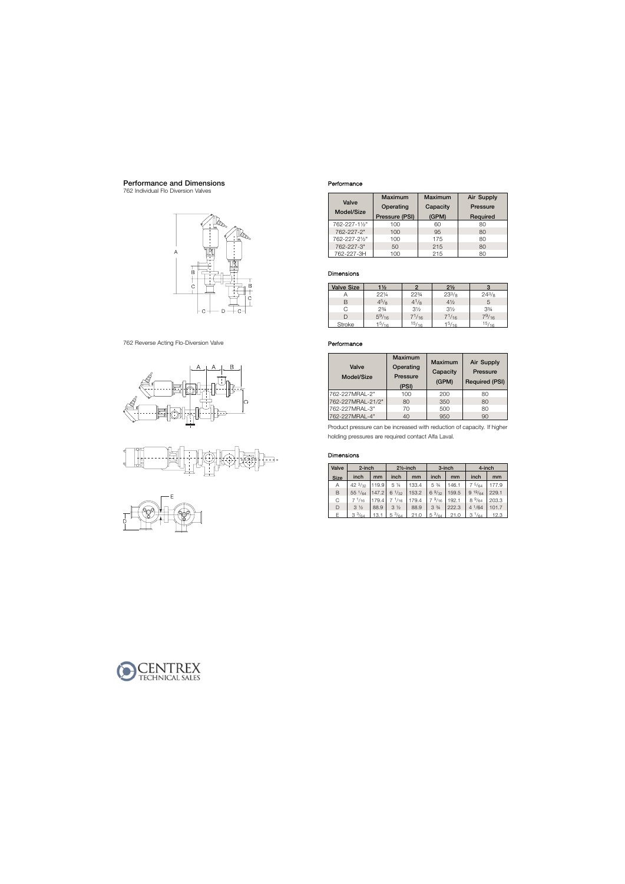## Performance and Dimensions

762 Individual Flo Diversion Valves

762 Reverse Acting Flo-Diversion Valve

### Performance

| Valve Model/Size | Maximum Operating Pressure (PSI) | Maximum Capacity (GPM) | Air Supply Pressure Required |
|---|---|---|---|
| 762-227-1½" | 100 | 60 | 80 |
| 762-227-2" | 100 | 95 | 80 |
| 762-227-2½" | 100 | 175 | 80 |
| 762-227-3" | 50 | 215 | 80 |
| 762-227-3H | 100 | 215 | 80 |

### Dimensions

| Valve Size | 1½ | 2 | 2½ | 3 |
|---|---|---|---|---|
| A | 22¼ | 22¾ | 23³/₈ | 24³/₈ |
| B | 4⁵/₈ | 4¹/₈ | 4½ | 5 |
| C | 2¾ | 3½ | 3½ | 3¾ |
| D | 5⁹/₁₆ | 7¹/₁₆ | 7¹/₁₆ | 7⁹/₁₆ |
| Stroke | 1⁵/₁₆ | ¹⁵/₁₆ | 1⁵/₁₆ | ¹⁵/₁₆ |

### Performance

| Valve Model/Size | Maximum Operating Pressure (PSI) | Maximum Capacity (GPM) | Air Supply Pressure Required (PSI) |
|---|---|---|---|
| 762-227MRAL-2" | 100 | 200 | 80 |
| 762-227MRAL-21/2" | 80 | 350 | 80 |
| 762-227MRAL-3" | 70 | 500 | 80 |
| 762-227MRAL-4" | 40 | 950 | 90 |

Product pressure can be increased with reduction of capacity. If higher holding pressures are required contact Alfa Laval.

### Dimensions

| Valve | 2-inch | | 2½-inch | | 3-inch | | 4-inch | |
|---|---|---|---|---|---|---|---|---|
| Size | inch | mm | inch | mm | inch | mm | inch | mm |
| A | 42 ³/₃₂ | 119.9 | 5 ¼ | 133.4 | 5 ¾ | 146.1 | 7 ⁵/₆₄ | 177.9 |
| B | 55 ¹/₆₄ | 147.2 | 6 ¹/₃₂ | 153.2 | 6 ⁹/₃₂ | 159.5 | 9 ¹⁹/₆₄ | 229.1 |
| C | 7 ¹/₁₆ | 179.4 | 7 ¹/₁₆ | 179.4 | 7 ⁹/₁₆ | 192.1 | 8 ⁹/₆₄ | 203.3 |
| D | 3 ½ | 88.9 | 3 ½ | 88.9 | 3 ¾ | 222.3 | 4 ¹/₆₄ | 101.7 |
| E | 3 ³/₆₄ | 13.1 | 5 ³/₆₄ | 21.0 | 5 ³/₆₄ | 21.0 | 3 ¹/₆₄ | 12.3 |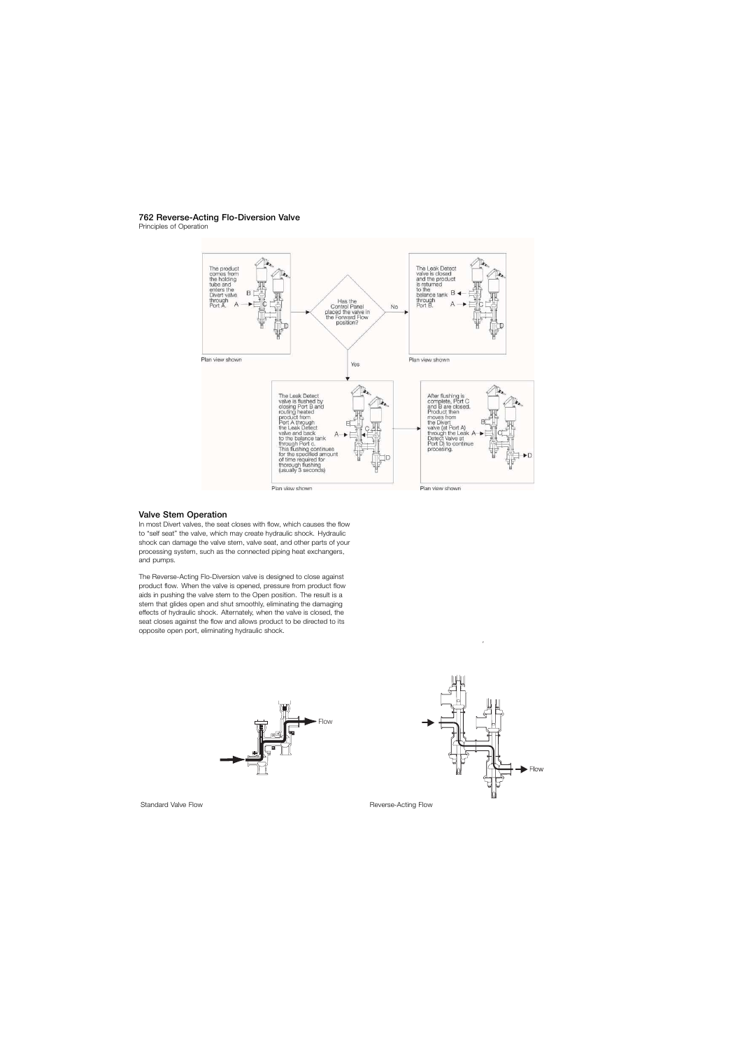### 762 Reverse-Acting Flo-Diversion Valve

Principles of Operation

The product comes from the holding tube and enters the Divert valve through Port A.

Plan view shown

Has the Control Panel placed the valve in the Forward Flow position?

No

The Leak Detect valve is closed and the product is returned to the balance tank through Port B.

Plan view shown

Yes

The Leak Detect valve is flushed by closing Port B and routing heated product from Port A through the Leak Detect valve and back to the balance tank through Port c. This flushing continues for the specified amount of time required for thorough flushing (usually 3 seconds)

Plan view shown

After flushing is complete, Port C and B are closed. Product then moves from the Divert valve (at Port A) through the Leak Detect Valve at Port D) to continue processing.

Plan view shown

## Valve Stem Operation

In most Divert valves, the seat closes with flow, which causes the flow to "self seat" the valve, which may create hydraulic shock. Hydraulic shock can damage the valve stem, valve seat, and other parts of your processing system, such as the connected piping heat exchangers, and pumps.

The Reverse-Acting Flo-Diversion valve is designed to close against product flow. When the valve is opened, pressure from product flow aids in pushing the valve stem to the Open position. The result is a stem that glides open and shut smoothly, eliminating the damaging effects of hydraulic shock. Alternately, when the valve is closed, the seat closes against the flow and allows product to be directed to its opposite open port, eliminating hydraulic shock.

Flow

Standard Valve Flow

Flow

Reverse-Acting Flow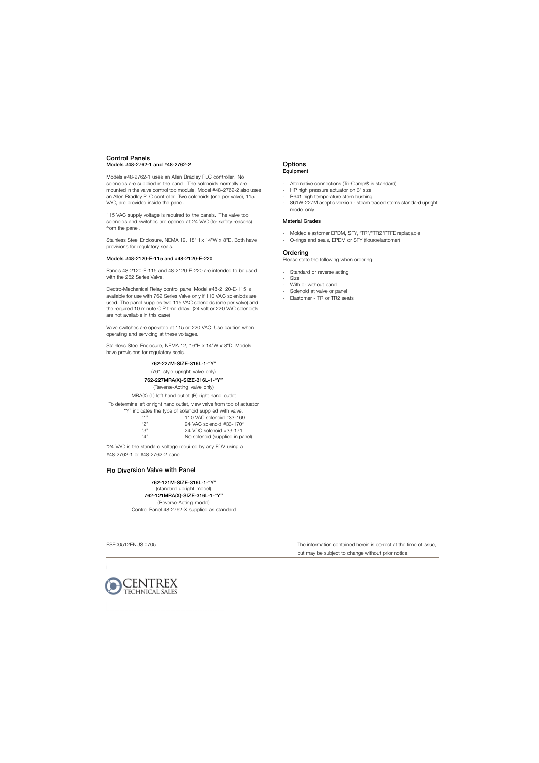## Control Panels

**Models #48-2762-1 and #48-2762-2**

Models #48-2762-1 uses an Allen Bradley PLC controller. No solenoids are supplied in the panel. The solenoids normally are mounted in the valve control top module. Model #48-2762-2 also uses an Allen Bradley PLC controller. Two solenoids (one per valve), 115 VAC, are provided inside the panel.

115 VAC supply voltage is required to the panels. The valve top solenoids and switches are opened at 24 VAC (for safety reasons) from the panel.

Stainless Steel Enclosure, NEMA 12, 18"H x 14"W x 8"D. Both have provisions for regulatory seals.

**Models #48-2120-E-115 and #48-2120-E-220**

Panels 48-2120-E-115 and 48-2120-E-220 are intended to be used with the 262 Series Valve.

Electro-Mechanical Relay control panel Model #48-2120-E-115 is available for use with 762 Series Valve only if 110 VAC soleniods are used. The panel supplies two 115 VAC solenoids (one per valve) and the required 10 minute CIP time delay. (24 volt or 220 VAC solenoids are not available in this case)

Valve switches are operated at 115 or 220 VAC. Use caution when operating and servicing at these voltages.

Stainless Steel Enclosure, NEMA 12, 16"H x 14"W x 8"D. Models have provisions for regulatory seals.

**762-227M-SIZE-316L-1-"Y"**

(761 style upright valve only)

**762-227MRA(X)-SIZE-316L-1-"Y"**

(Reverse-Acting valve only)

MRA(X) (L) left hand outlet (R) right hand outlet

To determine left or right hand outlet, view valve from top of actuator

"Y" indicates the type of solenoid supplied with valve.

| | |
|---|---|
| "1" | 110 VAC solenoid #33-169 |
| "2" | 24 VAC solenoid #33-170* |
| "3" | 24 VDC solenoid #33-171 |
| "4" | No solenoid (supplied in panel) |

*24 VAC is the standard voltage required by any FDV using a #48-2762-1 or #48-2762-2 panel.

## Flo Diversion Valve with Panel

**762-121M-SIZE-316L-1-"Y"**

(standard upright model)

**762-121MRA(X)-SIZE-316L-1-"Y"**

(Reverse-Acting model)

Control Panel 48-2762-X supplied as standard

## Options

**Equipment**

- Alternative connections (Tri-Clamp® is standard)
- HP high pressure actuator on 3" size
- R641 high temperature stem bushing
- 861W-227M aseptic version - steam traced stems standard upright model only

**Material Grades**

- Molded elastomer EPDM, SFY, "TR"/"TR2"PTFE replacable
- O-rings and seals, EPDM or SFY (flouroelastomer)

## Ordering

Please state the following when ordering:

- Standard or reverse acting
- Size
- With or without panel
- Solenoid at valve or panel
- Elastomer - TR or TR2 seats

ESE00512ENUS 0705

The information contained herein is correct at the time of issue, but may be subject to change without prior notice.

CENTREX TECHNICAL SALES